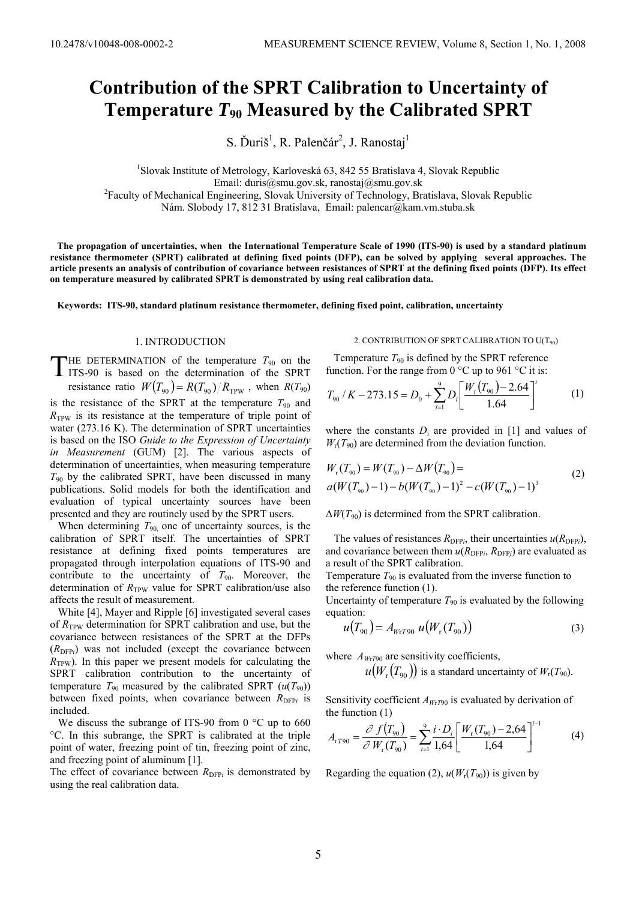# Contribution of the SPRT Calibration to Uncertainty of Temperature $T_{90}$ Measured by the Calibrated SPRT

S. Ďuriš[1], R. Palenčár[2], J. Ranostaj[1]

[1]Slovak Institute of Metrology, Karloveská 63, 842 55 Bratislava 4, Slovak Republic
Email: duris@smu.gov.sk, ranostaj@smu.gov.sk
[2]Faculty of Mechanical Engineering, Slovak University of Technology, Bratislava, Slovak Republic
Nám. Slobody 17, 812 31 Bratislava, Email: palencar@kam.vm.stuba.sk

**The propagation of uncertainties, when the International Temperature Scale of 1990 (ITS-90) is used by a standard platinum resistance thermometer (SPRT) calibrated at defining fixed points (DFP), can be solved by applying several approaches. The article presents an analysis of contribution of covariance between resistances of SPRT at the defining fixed points (DFP). Its effect on temperature measured by calibrated SPRT is demonstrated by using real calibration data.**

**Keywords: ITS-90, standard platinum resistance thermometer, defining fixed point, calibration, uncertainty**

## 1. INTRODUCTION

THE DETERMINATION of the temperature $T_{90}$ on the ITS-90 is based on the determination of the SPRT resistance ratio $W(T_{90}) = R(T_{90})/R_{\mathrm{TPW}}$, when $R(T_{90})$ is the resistance of the SPRT at the temperature $T_{90}$ and $R_{\mathrm{TPW}}$ is its resistance at the temperature of triple point of water (273.16 K). The determination of SPRT uncertainties is based on the ISO *Guide to the Expression of Uncertainty in Measurement* (GUM) [2]. The various aspects of determination of uncertainties, when measuring temperature $T_{90}$ by the calibrated SPRT, have been discussed in many publications. Solid models for both the identification and evaluation of typical uncertainty sources have been presented and they are routinely used by the SPRT users.

When determining $T_{90}$, one of uncertainty sources, is the calibration of SPRT itself. The uncertainties of SPRT resistance at defining fixed points temperatures are propagated through interpolation equations of ITS-90 and contribute to the uncertainty of $T_{90}$. Moreover, the determination of $R_{\mathrm{TPW}}$ value for SPRT calibration/use also affects the result of measurement.

White [4], Mayer and Ripple [6] investigated several cases of $R_{\mathrm{TPW}}$ determination for SPRT calibration and use, but the covariance between resistances of the SPRT at the DFPs ($R_{\mathrm{DFP}i}$) was not included (except the covariance between $R_{\mathrm{TPW}}$). In this paper we present models for calculating the SPRT calibration contribution to the uncertainty of temperature $T_{90}$ measured by the calibrated SPRT ($u(T_{90})$) between fixed points, when covariance between $R_{\mathrm{DFP}i}$ is included.

We discuss the subrange of ITS-90 from 0 °C up to 660 °C. In this subrange, the SPRT is calibrated at the triple point of water, freezing point of tin, freezing point of zinc, and freezing point of aluminum [1].

The effect of covariance between $R_{\mathrm{DFP}i}$ is demonstrated by using the real calibration data.

## 2. CONTRIBUTION OF SPRT CALIBRATION TO U($T_{90}$)

Temperature $T_{90}$ is defined by the SPRT reference function. For the range from 0 °C up to 961 °C it is:

$$T_{90}/K - 273.15 = D_0 + \sum_{i=1}^{9} D_i \left[ \frac{W_{\mathrm{r}}(T_{90}) - 2.64}{1.64} \right]^i \tag{1}$$

where the constants $D_i$ are provided in [1] and values of $W_{\mathrm{r}}(T_{90})$ are determined from the deviation function.

$$W_{\mathrm{r}}(T_{90}) = W(T_{90}) - \Delta W(T_{90}) = a(W(T_{90})-1) - b(W(T_{90})-1)^2 - c(W(T_{90})-1)^3 \tag{2}$$

$\Delta W(T_{90})$ is determined from the SPRT calibration.

The values of resistances $R_{\mathrm{DFP}i}$, their uncertainties $u(R_{\mathrm{DFP}i})$, and covariance between them $u(R_{\mathrm{DFP}i}, R_{\mathrm{DFP}j})$ are evaluated as a result of the SPRT calibration.

Temperature $T_{90}$ is evaluated from the inverse function to the reference function (1).

Uncertainty of temperature $T_{90}$ is evaluated by the following equation:

$$u(T_{90}) = A_{WrT90}\, u(W_{\mathrm{r}}(T_{90})) \tag{3}$$

where $A_{WrT90}$ are sensitivity coefficients,

$u(W_{\mathrm{r}}(T_{90}))$ is a standard uncertainty of $W_{\mathrm{r}}(T_{90})$.

Sensitivity coefficient $A_{WrT90}$ is evaluated by derivation of the function (1)

$$A_{\mathrm{r}T90} = \frac{\partial f(T_{90})}{\partial W_{\mathrm{r}}(T_{90})} = \sum_{i=1}^{9} \frac{i \cdot D_i}{1{,}64} \left[ \frac{W_{\mathrm{r}}(T_{90}) - 2{,}64}{1{,}64} \right]^{i-1} \tag{4}$$

Regarding the equation (2), $u(W_{\mathrm{r}}(T_{90}))$ is given by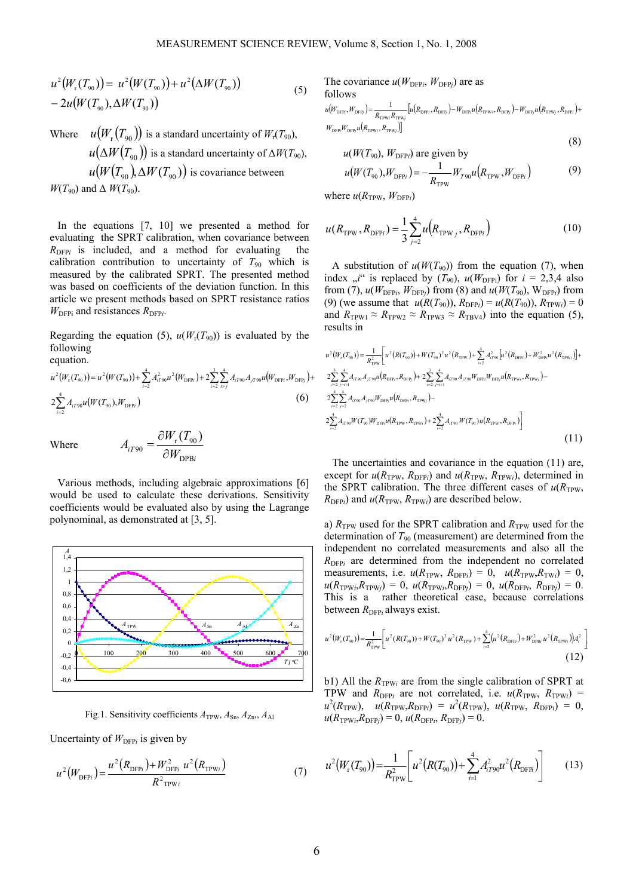$$u^2\left(W_r(T_{90})\right) = u^2\left(W(T_{90})\right) + u^2\left(\Delta W(T_{90})\right) - 2u\left(W(T_{90}), \Delta W(T_{90})\right) \tag{5}$$

Where $u\left(W_r(T_{90})\right)$ is a standard uncertainty of $W_r(T_{90})$, $u\left(\Delta W(T_{90})\right)$ is a standard uncertainty of $\Delta W(T_{90})$, $u\left(W(T_{90}), \Delta W(T_{90})\right)$ is covariance between $W(T_{90})$ and $\Delta\, W(T_{90})$.

In the equations [7, 10] we presented a method for evaluating the SPRT calibration, when covariance between $R_{\mathrm{DFP}i}$ is included, and a method for evaluating the calibration contribution to uncertainty of $T_{90}$ which is measured by the calibrated SPRT. The presented method was based on coefficients of the deviation function. In this article we present methods based on SPRT resistance ratios $W_{\mathrm{DFPi}}$ and resistances $R_{\mathrm{DFP}i}$.

Regarding the equation (5), $u(W_r(T_{90}))$ is evaluated by the following equation.

$$u^2\left(W_r(T_{90})\right) = u^2\left(W(T_{90})\right) + \sum_{i=2}^{4} A_{iT90}^2 u^2\left(W_{\mathrm{DFP}i}\right) + 2\sum_{i=2}^{3}\sum_{i>j}^{4} A_{iT90}A_{jT90}u\left(W_{\mathrm{DFP}i}, W_{\mathrm{DFP}j}\right) + 2\sum_{i=2}^{4} A_{iT90}u\left(W(T_{90}), W_{\mathrm{DFP}i}\right) \tag{6}$$

Where
$$A_{iT90} = \frac{\partial W_r(T_{90})}{\partial W_{\mathrm{DPB}i}}$$

Various methods, including algebraic approximations [6] would be used to calculate these derivations. Sensitivity coefficients would be evaluated also by using the Lagrange polynominal, as demonstrated at [3, 5].

Fig.1. Sensitivity coefficients $A_{\mathrm{TPW}}$, $A_{\mathrm{Sn}}$, $A_{\mathrm{Zn}}$, $A_{\mathrm{Al}}$

Uncertainty of $W_{\mathrm{DFP}i}$ is given by

$$u^2\left(W_{\mathrm{DFP}i}\right) = \frac{u^2\left(R_{\mathrm{DFP}i}\right) + W_{\mathrm{DFP}i}^2\, u^2\left(R_{\mathrm{TPW}i}\right)}{R^2_{\mathrm{TPW}i}} \tag{7}$$

The covariance $u(W_{\mathrm{DFP}i}, W_{\mathrm{DFP}j})$ are as follows

$$u(W_{\mathrm{DFP}i}, W_{\mathrm{DFP}j}) = \frac{1}{R_{\mathrm{TPW}i}R_{\mathrm{TPW}j}}\left[u(R_{\mathrm{DFP}i}, R_{\mathrm{DFP}j}) - W_{\mathrm{DFP}i}u(R_{\mathrm{TPW}i}, R_{\mathrm{DFP}j}) - W_{\mathrm{DFP}j}u(R_{\mathrm{TPW}j}, R_{\mathrm{DFP}i}) + W_{\mathrm{DFP}i}W_{\mathrm{DFP}j}u(R_{\mathrm{TPW}i}, R_{\mathrm{TPW}j})\right] \tag{8}$$

$u(W(T_{90}),\, W_{\mathrm{DFP}i})$ are given by

$$u\left(W(T_{90}), W_{\mathrm{DFP}i}\right) = -\frac{1}{R_{\mathrm{TPW}}}W_{T90}u\left(R_{\mathrm{TPW}}, W_{\mathrm{DFP}i}\right) \tag{9}$$

where $u(R_{\mathrm{TPW}},\, W_{\mathrm{DFP}i})$

$$u\left(R_{\mathrm{TPW}}, R_{\mathrm{DFP}i}\right) = \frac{1}{3}\sum_{j=2}^{4} u\left(R_{\mathrm{TPW}\,j}, R_{\mathrm{DFP}i}\right) \tag{10}$$

A substitution of $u(W(T_{90}))$ from the equation (7), when index „$i$" is replaced by $(T_{90})$, $u(W_{\mathrm{DFP}i})$ for $i$ = 2,3,4 also from (7), $u(W_{\mathrm{DFP}i},\, W_{\mathrm{DFP}j})$ from (8) and $u(W(T_{90}),\, W_{\mathrm{DFP}i})$ from (9) (we assume that $u(R(T_{90})),\, R_{\mathrm{DFP}i}) = u(R(T_{90})),\, R_{\mathrm{TPW}i}) = 0$ and $R_{\mathrm{TPW1}} \approx R_{\mathrm{TPW2}} \approx R_{\mathrm{TPW3}} \approx R_{\mathrm{TBV4}}$) into the equation (5), results in

$$\begin{aligned}u^2(W_r(T_{90})) = \frac{1}{R^2_{\mathrm{TPW}}}\Bigg[& u^2(R(T_{90})) + W(T_{90})^2u^2(R_{\mathrm{TPW}}) + \sum_{i=2}^{4} A_{iT90}^2\left[u^2(R_{\mathrm{DFP}i}) + W^2_{\mathrm{DFP}i}u^2(R_{\mathrm{TPW}i})\right] + \\ & 2\sum_{i=2}^{3}\sum_{j=i+1}^{4} A_{iT90}A_{jT90}u(R_{\mathrm{DFP}i}, R_{\mathrm{DFP}j}) + 2\sum_{i=2}^{3}\sum_{j=i+1}^{4} A_{iT90}A_{jT90}W_{\mathrm{DFP}i}W_{\mathrm{DFP}j}u(R_{\mathrm{TPW}i}, R_{\mathrm{TPW}j}) - \\ & 2\sum_{i=2}^{4}\sum_{j=2}^{4} A_{iT90}A_{jT90}W_{\mathrm{DFP}j}u(R_{\mathrm{DFP}i}, R_{\mathrm{TPW}j}) - \\ & 2\sum_{i=2}^{4} A_{iT90}W(T_{90})W_{\mathrm{DFP}i}u(R_{\mathrm{TPW}}, R_{\mathrm{TPW}i}) + 2\sum_{i=2}^{4} A_{iT90}W(T_{90})u(R_{\mathrm{TPW}}, R_{\mathrm{DFP}i})\Bigg]\end{aligned} \tag{11}$$

The uncertainties and covariance in the equation (11) are, except for $u(R_{\mathrm{TPW}},\, R_{\mathrm{DFP}i})$ and $u(R_{\mathrm{TPW}},\, R_{\mathrm{TPW}i})$, determined in the SPRT calibration. The three different cases of $u(R_{\mathrm{TPW}},\, R_{\mathrm{DFP}i})$ and $u(R_{\mathrm{TPW}},\, R_{\mathrm{TPW}i})$ are described below.

a) $R_{\mathrm{TPW}}$ used for the SPRT calibration and $R_{\mathrm{TPW}}$ used for the determination of $T_{90}$ (measurement) are determined from the independent no correlated measurements and also all the $R_{\mathrm{DFP}i}$ are determined from the independent no correlated measurements, i.e. $u(R_{\mathrm{TPW}},\, R_{\mathrm{DFP}i}) = 0$, $u(R_{\mathrm{TPW}}, R_{\mathrm{TW}i}) = 0$, $u(R_{\mathrm{TPW}i}, R_{\mathrm{TPW}j}) = 0$, $u(R_{\mathrm{TPW}i}, R_{\mathrm{DFP}j}) = 0$, $u(R_{\mathrm{DFP}i},\, R_{\mathrm{DFP}j}) = 0$. This is a rather theoretical case, because correlations between $R_{\mathrm{DFP}i}$ always exist.

$$u^2(W_r(T_{90})) = \frac{1}{R^2_{\mathrm{TPW}}}\left[u^2(R(T_{90})) + W(T_{90})^2u^2(R_{\mathrm{TPW}}) + \sum_{i=2}^{4}\left(u^2(R_{\mathrm{DFP}i}) + W^2_{\mathrm{DPB}i}u^2(R_{\mathrm{TPW}i})\right)A_i^2\right] \tag{12}$$

b1) All the $R_{\mathrm{TPW}i}$ are from the single calibration of SPRT at TPW and $R_{\mathrm{DFP}i}$ are not correlated, i.e. $u(R_{\mathrm{TPW}},\, R_{\mathrm{TPW}i}) = u^2(R_{\mathrm{TPW}})$, $u(R_{\mathrm{TPW}}, R_{\mathrm{TPW}j}) = u^2(R_{\mathrm{TPW}})$, $u(R_{\mathrm{TPW}},\, R_{\mathrm{DFP}i}) = 0$, $u(R_{\mathrm{TPW}i}, R_{\mathrm{DFP}j}) = 0$, $u(R_{\mathrm{DFP}i},\, R_{\mathrm{DFP}j}) = 0$.

$$u^2(W_r(T_{90})) = \frac{1}{R^2_{\mathrm{TPW}}}\left[u^2(R(T_{90})) + \sum_{i=1}^{4} A_{iT90}^2u^2(R_{\mathrm{DFP}i})\right] \tag{13}$$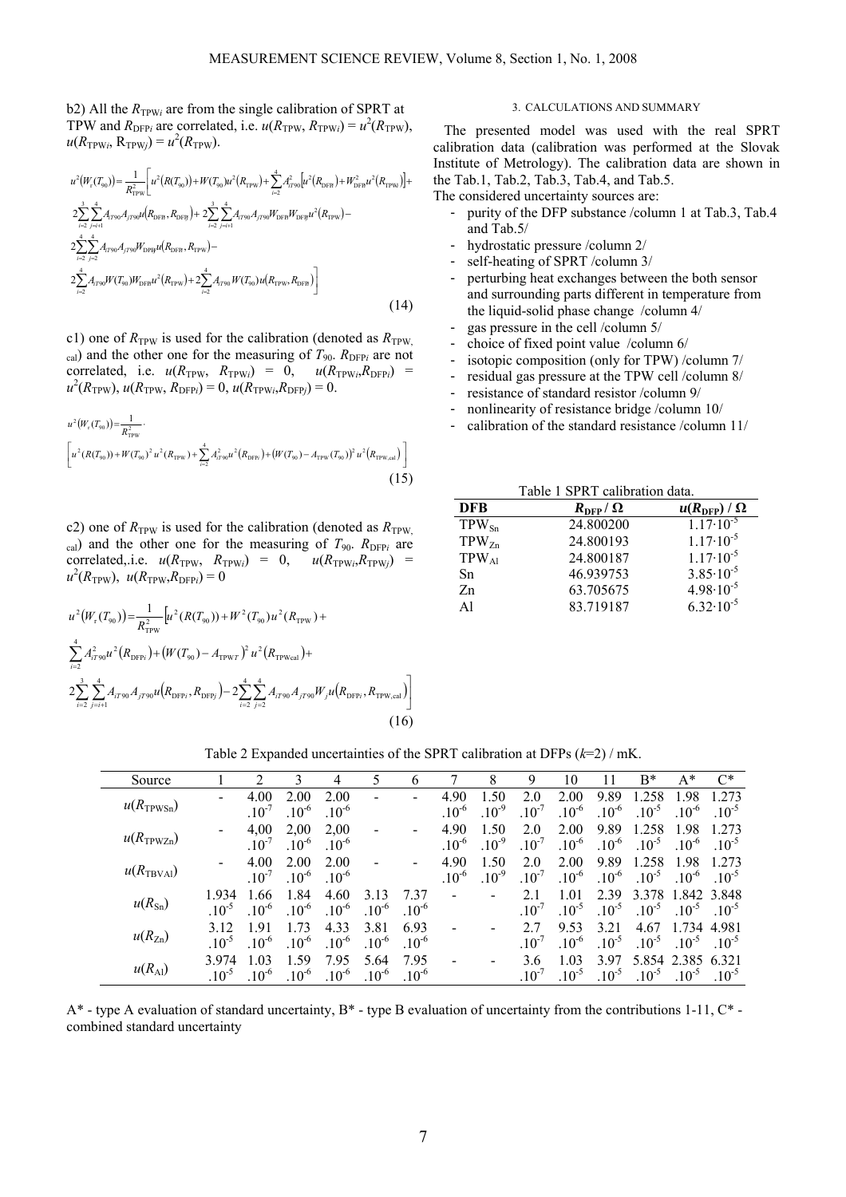b2) All the $R_{\mathrm{TPW}i}$ are from the single calibration of SPRT at TPW and $R_{\mathrm{DFP}i}$ are correlated, i.e. $u(R_{\mathrm{TPW}}, R_{\mathrm{TPW}i}) = u^2(R_{\mathrm{TPW}})$, $u(R_{\mathrm{TPW}i}, R_{\mathrm{TPW}j}) = u^2(R_{\mathrm{TPW}})$.

$$
\begin{aligned}
u^2(W_r(T_{90})) = \frac{1}{R_{\mathrm{TPW}}^2}\Bigg[ & u^2(R(T_{90})) + W(T_{90})u^2(R_{\mathrm{TPW}}) + \sum_{i=2}^{4} A_{iT90}^2\left[u^2(R_{\mathrm{DFP}i}) + W_{\mathrm{DFP}i}^2 u^2(R_{\mathrm{TPW}})\right] + \\
& 2\sum_{i=2}^{3}\sum_{j=i+1}^{4} A_{iT90}A_{jT90}u(R_{\mathrm{DFP}i}, R_{\mathrm{DFP}j}) + 2\sum_{i=2}^{3}\sum_{j=i+1}^{4} A_{iT90}A_{jT90}W_{\mathrm{DFP}i}W_{\mathrm{DFP}j}u^2(R_{\mathrm{TPW}}) - \\
& 2\sum_{i=2}^{4}\sum_{j=2}^{4} A_{iT90}A_{jT90}W_{\mathrm{DFP}j}u(R_{\mathrm{DFP}i}, R_{\mathrm{TPW}}) - \\
& 2\sum_{i=2}^{4} A_{iT90}W(T_{90})W_{\mathrm{DFP}i}u^2(R_{\mathrm{TPW}}) + 2\sum_{i=2}^{4} A_{iT90}W(T_{90})u(R_{\mathrm{TPW}}, R_{\mathrm{DFP}i})\Bigg]
\end{aligned}
\tag{14}
$$

c1) one of $R_{\mathrm{TPW}}$ is used for the calibration (denoted as $R_{\mathrm{TPW,cal}}$) and the other one for the measuring of $T_{90}$. $R_{\mathrm{DFP}i}$ are not correlated, i.e. $u(R_{\mathrm{TPW}}, R_{\mathrm{TPW}i}) = 0$, $u(R_{\mathrm{TPW}i}, R_{\mathrm{DFP}i}) = u^2(R_{\mathrm{TPW}})$, $u(R_{\mathrm{TPW}}, R_{\mathrm{DFP}i}) = 0$, $u(R_{\mathrm{TPW}i}, R_{\mathrm{DFP}j}) = 0$.

$$
u^2(W_r(T_{90})) = \frac{1}{R_{\mathrm{TPW}}^2}\cdot \left[u^2(R(T_{90})) + W(T_{90})^2 u^2(R_{\mathrm{TPW}}) + \sum_{i=2}^{4} A_{iT90}^2 u^2(R_{\mathrm{DFP}i}) + (W(T_{90}) - A_{\mathrm{TPW}}(T_{90}))^2 u^2(R_{\mathrm{TPW,cal}})\right]
\tag{15}
$$

c2) one of $R_{\mathrm{TPW}}$ is used for the calibration (denoted as $R_{\mathrm{TPW,cal}}$) and the other one for the measuring of $T_{90}$. $R_{\mathrm{DFP}i}$ are correlated,.i.e. $u(R_{\mathrm{TPW}}, R_{\mathrm{TPW}i}) = 0$, $u(R_{\mathrm{TPW}i}, R_{\mathrm{TPW}j}) = u^2(R_{\mathrm{TPW}})$, $u(R_{\mathrm{TPW}}, R_{\mathrm{DFP}i}) = 0$

$$
\begin{aligned}
u^2(W_r(T_{90})) = \frac{1}{R_{\mathrm{TPW}}^2}\Bigg[ & u^2(R(T_{90})) + W^2(T_{90})u^2(R_{\mathrm{TPW}}) + \\
& \sum_{i=2}^{4} A_{iT90}^2 u^2(R_{\mathrm{DFP}i}) + (W(T_{90}) - A_{\mathrm{TPW}T})^2 u^2(R_{\mathrm{TPWcal}}) + \\
& 2\sum_{i=2}^{3}\sum_{j=i+1}^{4} A_{iT90}A_{jT90}u(R_{\mathrm{DFP}i}, R_{\mathrm{DFP}j}) - 2\sum_{i=2}^{4}\sum_{j=2}^{4} A_{iT90}A_{jT90}W_j u(R_{\mathrm{DFP}i}, R_{\mathrm{TPW,cal}})\Bigg]
\end{aligned}
\tag{16}
$$

## 3. CALCULATIONS AND SUMMARY

The presented model was used with the real SPRT calibration data (calibration was performed at the Slovak Institute of Metrology). The calibration data are shown in the Tab.1, Tab.2, Tab.3, Tab.4, and Tab.5.

The considered uncertainty sources are:

- purity of the DFP substance /column 1 at Tab.3, Tab.4 and Tab.5/
- hydrostatic pressure /column 2/
- self-heating of SPRT /column 3/
- perturbing heat exchanges between the both sensor and surrounding parts different in temperature from the liquid-solid phase change /column 4/
- gas pressure in the cell /column 5/
- choice of fixed point value /column 6/
- isotopic composition (only for TPW) /column 7/
- residual gas pressure at the TPW cell /column 8/
- resistance of standard resistor /column 9/
- nonlinearity of resistance bridge /column 10/
- calibration of the standard resistance /column 11/

Table 1 SPRT calibration data.

| **DFB** | $R_{\mathrm{DFP}}$ / Ω | $u(R_{\mathrm{DFP}})$ / Ω |
|---|---|---|
| $\mathrm{TPW_{Sn}}$ | 24.800200 | $1.17\cdot10^{-5}$ |
| $\mathrm{TPW_{Zn}}$ | 24.800193 | $1.17\cdot10^{-5}$ |
| $\mathrm{TPW_{Al}}$ | 24.800187 | $1.17\cdot10^{-5}$ |
| Sn | 46.939753 | $3.85\cdot10^{-5}$ |
| Zn | 63.705675 | $4.98\cdot10^{-5}$ |
| Al | 83.719187 | $6.32\cdot10^{-5}$ |

Table 2 Expanded uncertainties of the SPRT calibration at DFPs ($k$=2) / mK.

| Source | 1 | 2 | 3 | 4 | 5 | 6 | 7 | 8 | 9 | 10 | 11 | B* | A* | C* |
|---|---|---|---|---|---|---|---|---|---|---|---|---|---|---|
| $u(R_{\mathrm{TPWSn}})$ | - | 4.00 .10^-7 | 2.00 .10^-6 | 2.00 .10^-6 | - | - | 4.90 .10^-6 | 1.50 .10^-9 | 2.0 .10^-7 | 2.00 .10^-6 | 9.89 .10^-6 | 1.258 .10^-5 | 1.98 .10^-6 | 1.273 .10^-5 |
| $u(R_{\mathrm{TPWZn}})$ | - | 4,00 .10^-7 | 2,00 .10^-6 | 2,00 .10^-6 | - | - | 4.90 .10^-6 | 1.50 .10^-9 | 2.0 .10^-7 | 2.00 .10^-6 | 9.89 .10^-6 | 1.258 .10^-5 | 1.98 .10^-6 | 1.273 .10^-5 |
| $u(R_{\mathrm{TBVAl}})$ | - | 4.00 .10^-7 | 2.00 .10^-6 | 2.00 .10^-6 | - | - | 4.90 .10^-6 | 1.50 .10^-9 | 2.0 .10^-7 | 2.00 .10^-6 | 9.89 .10^-6 | 1.258 .10^-5 | 1.98 .10^-6 | 1.273 .10^-5 |
| $u(R_{\mathrm{Sn}})$ | 1.934 .10^-5 | 1.66 .10^-6 | 1.84 .10^-6 | 4.60 .10^-6 | 3.13 .10^-6 | 7.37 .10^-6 | - | - | 2.1 .10^-7 | 1.01 .10^-5 | 2.39 .10^-5 | 3.378 .10^-5 | 1.842 .10^-5 | 3.848 .10^-5 |
| $u(R_{\mathrm{Zn}})$ | 3.12 .10^-5 | 1.91 .10^-6 | 1.73 .10^-6 | 4.33 .10^-6 | 3.81 .10^-6 | 6.93 .10^-6 | - | - | 2.7 .10^-7 | 9.53 .10^-6 | 3.21 .10^-5 | 4.67 .10^-5 | 1.734 .10^-5 | 4.981 .10^-5 |
| $u(R_{\mathrm{Al}})$ | 3.974 .10^-5 | 1.03 .10^-6 | 1.59 .10^-6 | 7.95 .10^-6 | 5.64 .10^-6 | 7.95 .10^-6 | - | - | 3.6 .10^-7 | 1.03 .10^-5 | 3.97 .10^-5 | 5.854 .10^-5 | 2.385 .10^-5 | 6.321 .10^-5 |

A* - type A evaluation of standard uncertainty, B* - type B evaluation of uncertainty from the contributions 1-11, C* - combined standard uncertainty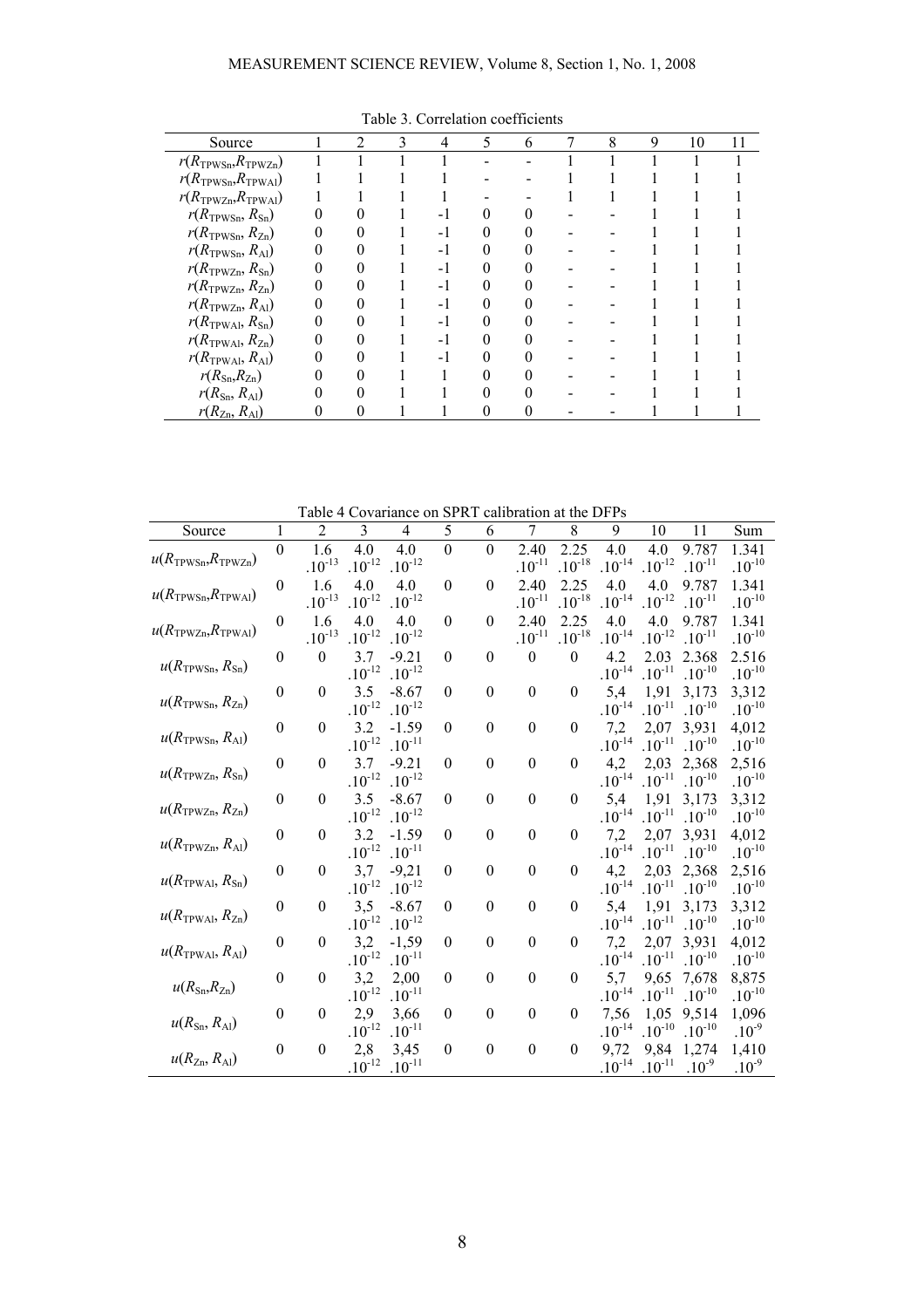Table 3. Correlation coefficients

| Source | 1 | 2 | 3 | 4 | 5 | 6 | 7 | 8 | 9 | 10 | 11 |
|---|---|---|---|---|---|---|---|---|---|---|---|
| $r(R_{\mathrm{TPWSn}},R_{\mathrm{TPWZn}})$ | 1 | 1 | 1 | 1 | - | - | 1 | 1 | 1 | 1 | 1 |
| $r(R_{\mathrm{TPWSn}},R_{\mathrm{TPWAl}})$ | 1 | 1 | 1 | 1 | - | - | 1 | 1 | 1 | 1 | 1 |
| $r(R_{\mathrm{TPWZn}},R_{\mathrm{TPWAl}})$ | 1 | 1 | 1 | 1 | - | - | 1 | 1 | 1 | 1 | 1 |
| $r(R_{\mathrm{TPWSn}}, R_{\mathrm{Sn}})$ | 0 | 0 | 1 | -1 | 0 | 0 | - | - | 1 | 1 | 1 |
| $r(R_{\mathrm{TPWSn}}, R_{\mathrm{Zn}})$ | 0 | 0 | 1 | -1 | 0 | 0 | - | - | 1 | 1 | 1 |
| $r(R_{\mathrm{TPWSn}}, R_{\mathrm{Al}})$ | 0 | 0 | 1 | -1 | 0 | 0 | - | - | 1 | 1 | 1 |
| $r(R_{\mathrm{TPWZn}}, R_{\mathrm{Sn}})$ | 0 | 0 | 1 | -1 | 0 | 0 | - | - | 1 | 1 | 1 |
| $r(R_{\mathrm{TPWZn}}, R_{\mathrm{Zn}})$ | 0 | 0 | 1 | -1 | 0 | 0 | - | - | 1 | 1 | 1 |
| $r(R_{\mathrm{TPWZn}}, R_{\mathrm{Al}})$ | 0 | 0 | 1 | -1 | 0 | 0 | - | - | 1 | 1 | 1 |
| $r(R_{\mathrm{TPWAl}}, R_{\mathrm{Sn}})$ | 0 | 0 | 1 | -1 | 0 | 0 | - | - | 1 | 1 | 1 |
| $r(R_{\mathrm{TPWAl}}, R_{\mathrm{Zn}})$ | 0 | 0 | 1 | -1 | 0 | 0 | - | - | 1 | 1 | 1 |
| $r(R_{\mathrm{TPWAl}}, R_{\mathrm{Al}})$ | 0 | 0 | 1 | -1 | 0 | 0 | - | - | 1 | 1 | 1 |
| $r(R_{\mathrm{Sn}},R_{\mathrm{Zn}})$ | 0 | 0 | 1 | 1 | 0 | 0 | - | - | 1 | 1 | 1 |
| $r(R_{\mathrm{Sn}}, R_{\mathrm{Al}})$ | 0 | 0 | 1 | 1 | 0 | 0 | - | - | 1 | 1 | 1 |
| $r(R_{\mathrm{Zn}}, R_{\mathrm{Al}})$ | 0 | 0 | 1 | 1 | 0 | 0 | - | - | 1 | 1 | 1 |

Table 4 Covariance on SPRT calibration at the DFPs

| Source | 1 | 2 | 3 | 4 | 5 | 6 | 7 | 8 | 9 | 10 | 11 | Sum |
|---|---|---|---|---|---|---|---|---|---|---|---|---|
| $u(R_{\mathrm{TPWSn}},R_{\mathrm{TPWZn}})$ | 0 | $1.6 \cdot 10^{-13}$ | $4.0 \cdot 10^{-12}$ | $4.0 \cdot 10^{-12}$ | 0 | 0 | $2.40 \cdot 10^{-11}$ | $2.25 \cdot 10^{-18}$ | $4.0 \cdot 10^{-14}$ | $4.0 \cdot 10^{-12}$ | $9.787 \cdot 10^{-11}$ | $1.341 \cdot 10^{-10}$ |
| $u(R_{\mathrm{TPWSn}},R_{\mathrm{TPWAl}})$ | 0 | $1.6 \cdot 10^{-13}$ | $4.0 \cdot 10^{-12}$ | $4.0 \cdot 10^{-12}$ | 0 | 0 | $2.40 \cdot 10^{-11}$ | $2.25 \cdot 10^{-18}$ | $4.0 \cdot 10^{-14}$ | $4.0 \cdot 10^{-12}$ | $9.787 \cdot 10^{-11}$ | $1.341 \cdot 10^{-10}$ |
| $u(R_{\mathrm{TPWZn}},R_{\mathrm{TPWAl}})$ | 0 | $1.6 \cdot 10^{-13}$ | $4.0 \cdot 10^{-12}$ | $4.0 \cdot 10^{-12}$ | 0 | 0 | $2.40 \cdot 10^{-11}$ | $2.25 \cdot 10^{-18}$ | $4.0 \cdot 10^{-14}$ | $4.0 \cdot 10^{-12}$ | $9.787 \cdot 10^{-11}$ | $1.341 \cdot 10^{-10}$ |
| $u(R_{\mathrm{TPWSn}}, R_{\mathrm{Sn}})$ | 0 | 0 | $3.7 \cdot 10^{-12}$ | $-9.21 \cdot 10^{-12}$ | 0 | 0 | 0 | 0 | $4.2 \cdot 10^{-14}$ | $2.03 \cdot 10^{-11}$ | $2.368 \cdot 10^{-10}$ | $2.516 \cdot 10^{-10}$ |
| $u(R_{\mathrm{TPWSn}}, R_{\mathrm{Zn}})$ | 0 | 0 | $3.5 \cdot 10^{-12}$ | $-8.67 \cdot 10^{-12}$ | 0 | 0 | 0 | 0 | $5,4 \cdot 10^{-14}$ | $1,91 \cdot 10^{-11}$ | $3,173 \cdot 10^{-10}$ | $3,312 \cdot 10^{-10}$ |
| $u(R_{\mathrm{TPWSn}}, R_{\mathrm{Al}})$ | 0 | 0 | $3.2 \cdot 10^{-12}$ | $-1.59 \cdot 10^{-11}$ | 0 | 0 | 0 | 0 | $7,2 \cdot 10^{-14}$ | $2,07 \cdot 10^{-11}$ | $3,931 \cdot 10^{-10}$ | $4,012 \cdot 10^{-10}$ |
| $u(R_{\mathrm{TPWZn}}, R_{\mathrm{Sn}})$ | 0 | 0 | $3.7 \cdot 10^{-12}$ | $-9.21 \cdot 10^{-12}$ | 0 | 0 | 0 | 0 | $4,2 \cdot 10^{-14}$ | $2,03 \cdot 10^{-11}$ | $2,368 \cdot 10^{-10}$ | $2,516 \cdot 10^{-10}$ |
| $u(R_{\mathrm{TPWZn}}, R_{\mathrm{Zn}})$ | 0 | 0 | $3.5 \cdot 10^{-12}$ | $-8.67 \cdot 10^{-12}$ | 0 | 0 | 0 | 0 | $5,4 \cdot 10^{-14}$ | $1,91 \cdot 10^{-11}$ | $3,173 \cdot 10^{-10}$ | $3,312 \cdot 10^{-10}$ |
| $u(R_{\mathrm{TPWZn}}, R_{\mathrm{Al}})$ | 0 | 0 | $3.2 \cdot 10^{-12}$ | $-1.59 \cdot 10^{-11}$ | 0 | 0 | 0 | 0 | $7,2 \cdot 10^{-14}$ | $2,07 \cdot 10^{-11}$ | $3,931 \cdot 10^{-10}$ | $4,012 \cdot 10^{-10}$ |
| $u(R_{\mathrm{TPWAl}}, R_{\mathrm{Sn}})$ | 0 | 0 | $3,7 \cdot 10^{-12}$ | $-9,21 \cdot 10^{-12}$ | 0 | 0 | 0 | 0 | $4,2 \cdot 10^{-14}$ | $2,03 \cdot 10^{-11}$ | $2,368 \cdot 10^{-10}$ | $2,516 \cdot 10^{-10}$ |
| $u(R_{\mathrm{TPWAl}}, R_{\mathrm{Zn}})$ | 0 | 0 | $3,5 \cdot 10^{-12}$ | $-8.67 \cdot 10^{-12}$ | 0 | 0 | 0 | 0 | $5,4 \cdot 10^{-14}$ | $1,91 \cdot 10^{-11}$ | $3,173 \cdot 10^{-10}$ | $3,312 \cdot 10^{-10}$ |
| $u(R_{\mathrm{TPWAl}}, R_{\mathrm{Al}})$ | 0 | 0 | $3,2 \cdot 10^{-12}$ | $-1,59 \cdot 10^{-11}$ | 0 | 0 | 0 | 0 | $7,2 \cdot 10^{-14}$ | $2,07 \cdot 10^{-11}$ | $3,931 \cdot 10^{-10}$ | $4,012 \cdot 10^{-10}$ |
| $u(R_{\mathrm{Sn}},R_{\mathrm{Zn}})$ | 0 | 0 | $3,2 \cdot 10^{-12}$ | $2,00 \cdot 10^{-11}$ | 0 | 0 | 0 | 0 | $5,7 \cdot 10^{-14}$ | $9,65 \cdot 10^{-11}$ | $7,678 \cdot 10^{-10}$ | $8,875 \cdot 10^{-10}$ |
| $u(R_{\mathrm{Sn}}, R_{\mathrm{Al}})$ | 0 | 0 | $2,9 \cdot 10^{-12}$ | $3,66 \cdot 10^{-11}$ | 0 | 0 | 0 | 0 | $7,56 \cdot 10^{-14}$ | $1,05 \cdot 10^{-10}$ | $9,514 \cdot 10^{-10}$ | $1,096 \cdot 10^{-9}$ |
| $u(R_{\mathrm{Zn}}, R_{\mathrm{Al}})$ | 0 | 0 | $2,8 \cdot 10^{-12}$ | $3,45 \cdot 10^{-11}$ | 0 | 0 | 0 | 0 | $9,72 \cdot 10^{-14}$ | $9,84 \cdot 10^{-11}$ | $1,274 \cdot 10^{-9}$ | $1,410 \cdot 10^{-9}$ |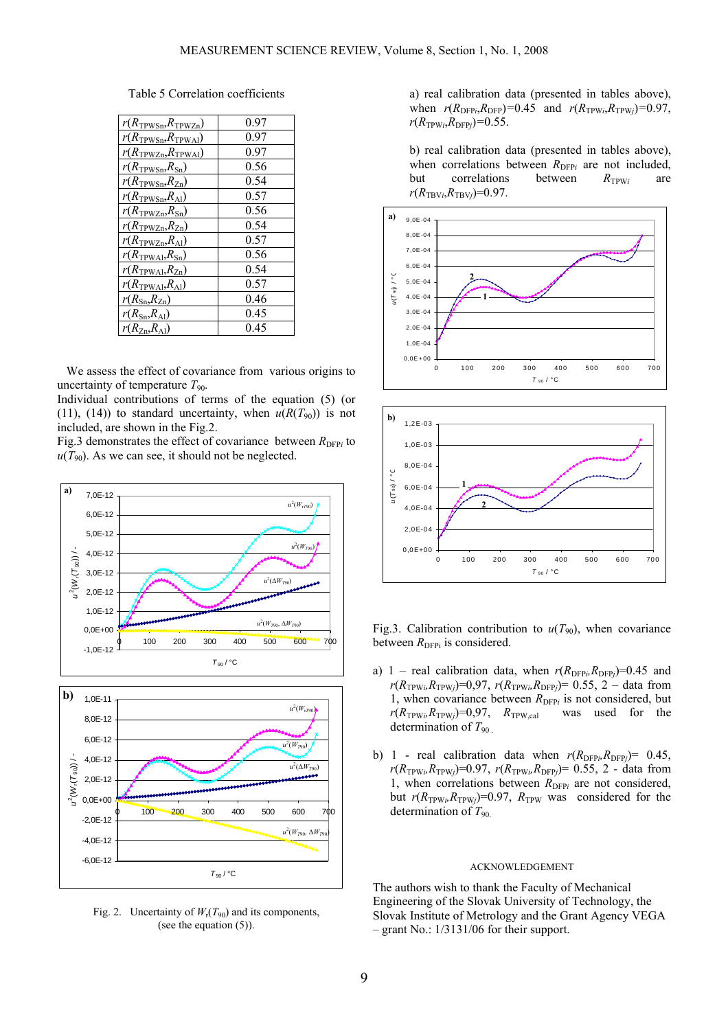Table 5 Correlation coefficients

| | |
|---|---|
| $r(R_{TPWSn},R_{TPWZn})$ | 0.97 |
| $r(R_{TPWSn},R_{TPWAl})$ | 0.97 |
| $r(R_{TPWZn},R_{TPWAl})$ | 0.97 |
| $r(R_{TPWSn},R_{Sn})$ | 0.56 |
| $r(R_{TPWSn},R_{Zn})$ | 0.54 |
| $r(R_{TPWSn},R_{Al})$ | 0.57 |
| $r(R_{TPWZn},R_{Sn})$ | 0.56 |
| $r(R_{TPWZn},R_{Zn})$ | 0.54 |
| $r(R_{TPWZn},R_{Al})$ | 0.57 |
| $r(R_{TPWAl},R_{Sn})$ | 0.56 |
| $r(R_{TPWAl},R_{Zn})$ | 0.54 |
| $r(R_{TPWAl},R_{Al})$ | 0.57 |
| $r(R_{Sn},R_{Zn})$ | 0.46 |
| $r(R_{Sn},R_{Al})$ | 0.45 |
| $r(R_{Zn},R_{Al})$ | 0.45 |

We assess the effect of covariance from various origins to uncertainty of temperature $T_{90}$.

Individual contributions of terms of the equation (5) (or (11), (14)) to standard uncertainty, when $u(R(T_{90}))$ is not included, are shown in the Fig.2.

Fig.3 demonstrates the effect of covariance between $R_{DFPi}$ to $u(T_{90})$. As we can see, it should not be neglected.

Fig. 2. Uncertainty of $W_r(T_{90})$ and its components, (see the equation (5)).

a) real calibration data (presented in tables above), when $r(R_{DFPi},R_{DFP})=0.45$ and $r(R_{TPWi},R_{TPWj})=0.97$, $r(R_{TPWi},R_{DFPj})=0.55$.

b) real calibration data (presented in tables above), when correlations between $R_{DFPi}$ are not included, but correlations between $R_{TPWi}$ are $r(R_{TBVi},R_{TBVj})=0.97$.

Fig.3. Calibration contribution to $u(T_{90})$, when covariance between $R_{DFPi}$ is considered.

a) 1 – real calibration data, when $r(R_{DFPi},R_{DFPj})=0.45$ and $r(R_{TPWi},R_{TPWj})=0{,}97$, $r(R_{TPWi},R_{DFPj})= 0.55$, 2 – data from 1, when covariance between $R_{DFPi}$ is not considered, but $r(R_{TPWi},R_{TPWj})=0{,}97$, $R_{TPW,cal}$ was used for the determination of $T_{90}$.

b) 1 - real calibration data when $r(R_{DFPi},R_{DFPj})= 0.45$, $r(R_{TPWi},R_{TPWj})=0.97$, $r(R_{TPWi},R_{DFPj})= 0.55$, 2 - data from 1, when correlations between $R_{DFPi}$ are not considered, but $r(R_{TPWi},R_{TPWj})=0.97$, $R_{TPW}$ was considered for the determination of $T_{90}$.

## ACKNOWLEDGEMENT

The authors wish to thank the Faculty of Mechanical Engineering of the Slovak University of Technology, the Slovak Institute of Metrology and the Grant Agency VEGA – grant No.: 1/3131/06 for their support.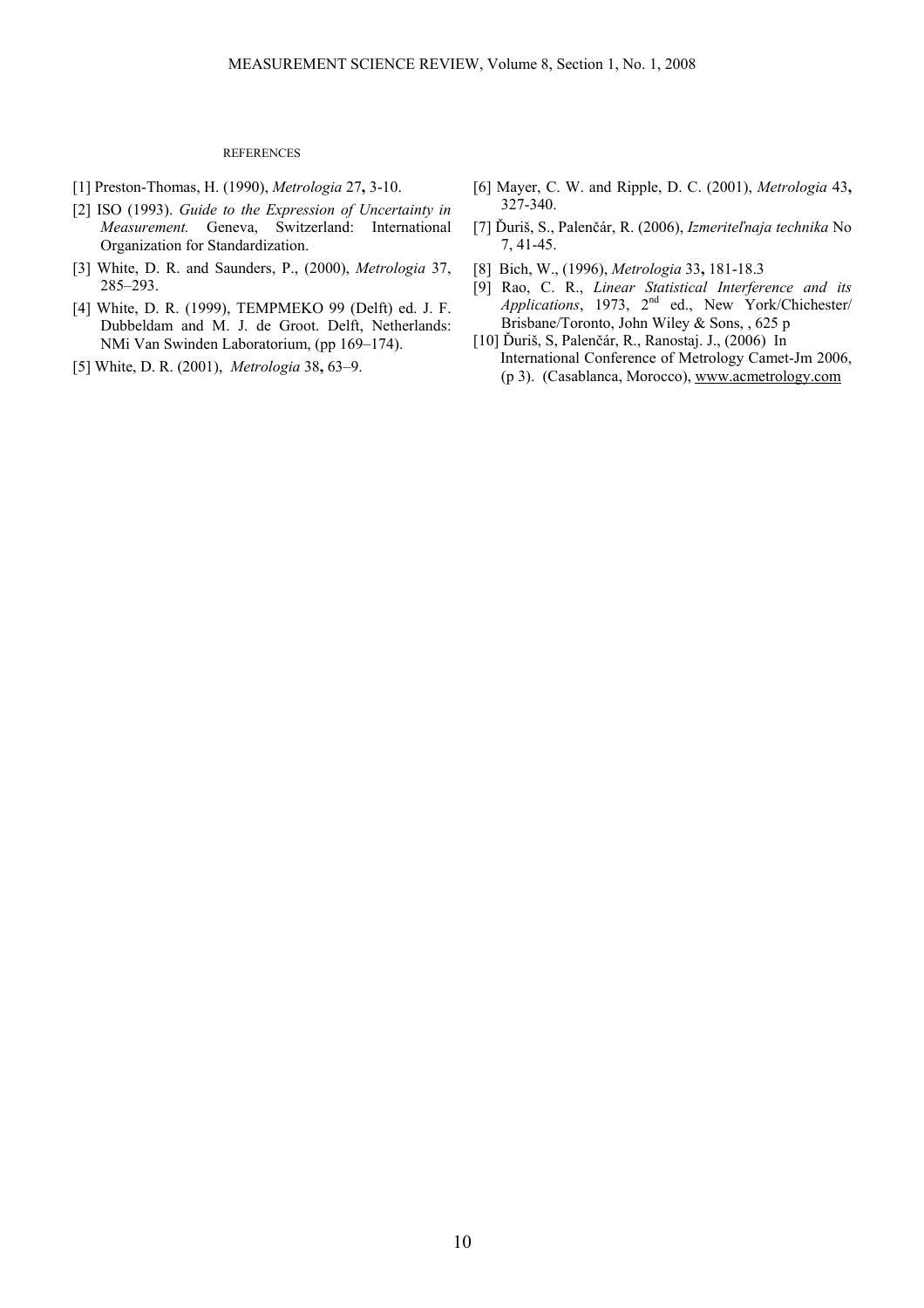REFERENCES

[1] Preston-Thomas, H. (1990), *Metrologia* 27**,** 3-10.

[2] ISO (1993). *Guide to the Expression of Uncertainty in Measurement.* Geneva, Switzerland: International Organization for Standardization.

[3] White, D. R. and Saunders, P., (2000), *Metrologia* 37, 285–293.

[4] White, D. R. (1999), TEMPMEKO 99 (Delft) ed. J. F. Dubbeldam and M. J. de Groot. Delft, Netherlands: NMi Van Swinden Laboratorium, (pp 169–174).

[5] White, D. R. (2001), *Metrologia* 38**,** 63–9.

[6] Mayer, C. W. and Ripple, D. C. (2001), *Metrologia* 43**,** 327-340.

[7] Ďuriš, S., Palenčár, R. (2006), *Izmeriteľnaja technika* No 7, 41-45.

[8] Bich, W., (1996), *Metrologia* 33**,** 181-18.3

[9] Rao, C. R., *Linear Statistical Interference and its Applications*, 1973, 2nd ed., New York/Chichester/ Brisbane/Toronto, John Wiley & Sons, , 625 p

[10] Ďuriš, S, Palenčár, R., Ranostaj. J., (2006) In International Conference of Metrology Camet-Jm 2006, (p 3). (Casablanca, Morocco), www.acmetrology.com